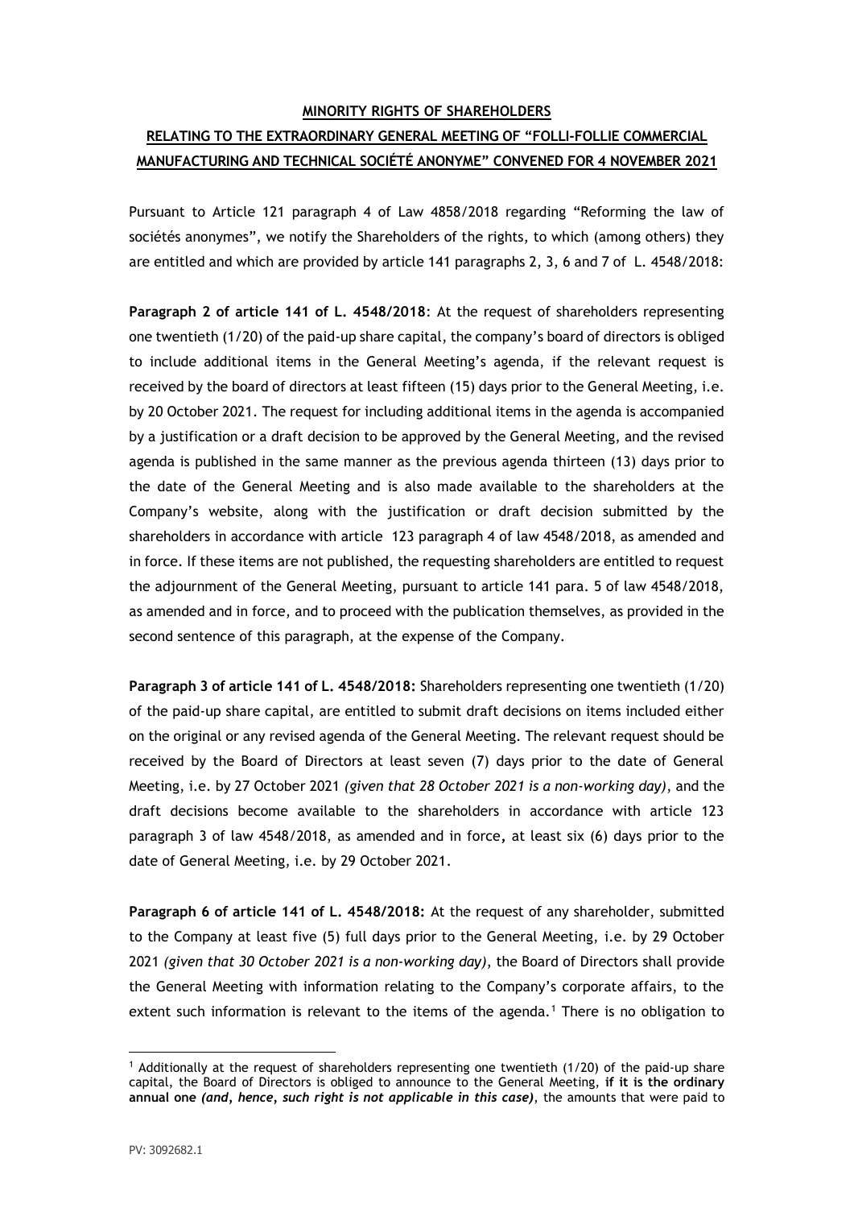**MINORITY RIGHTS OF SHAREHOLDERS**

**RELATING TO THE EXTRAORDINARY GENERAL MEETING OF "FOLLI-FOLLIE COMMERCIAL MANUFACTURING AND TECHNICAL SOCIÉTÉ ANONYME" CONVENED FOR 4 NOVEMBER 2021**

Pursuant to Article 121 paragraph 4 of Law 4858/2018 regarding "Reforming the law of sociétés anonymes", we notify the Shareholders of the rights, to which (among others) they are entitled and which are provided by article 141 paragraphs 2, 3, 6 and 7 of L. 4548/2018:

**Paragraph 2 of article 141 of L. 4548/2018**: At the request of shareholders representing one twentieth (1/20) of the paid-up share capital, the company's board of directors is obliged to include additional items in the General Meeting's agenda, if the relevant request is received by the board of directors at least fifteen (15) days prior to the General Meeting, i.e. by 20 October 2021. The request for including additional items in the agenda is accompanied by a justification or a draft decision to be approved by the General Meeting, and the revised agenda is published in the same manner as the previous agenda thirteen (13) days prior to the date of the General Meeting and is also made available to the shareholders at the Company's website, along with the justification or draft decision submitted by the shareholders in accordance with article 123 paragraph 4 of law 4548/2018, as amended and in force. If these items are not published, the requesting shareholders are entitled to request the adjournment of the General Meeting, pursuant to article 141 para. 5 of law 4548/2018, as amended and in force, and to proceed with the publication themselves, as provided in the second sentence of this paragraph, at the expense of the Company.

**Paragraph 3 of article 141 of L. 4548/2018:** Shareholders representing one twentieth (1/20) of the paid-up share capital, are entitled to submit draft decisions on items included either on the original or any revised agenda of the General Meeting. The relevant request should be received by the Board of Directors at least seven (7) days prior to the date of General Meeting, i.e. by 27 October 2021 *(given that 28 October 2021 is a non-working day)*, and the draft decisions become available to the shareholders in accordance with article 123 paragraph 3 of law 4548/2018, as amended and in force**,** at least six (6) days prior to the date of General Meeting, i.e. by 29 October 2021.

**Paragraph 6 of article 141 of L. 4548/2018:** At the request of any shareholder, submitted to the Company at least five (5) full days prior to the General Meeting, i.e. by 29 October 2021 *(given that 30 October 2021 is a non-working day)*, the Board of Directors shall provide the General Meeting with information relating to the Company's corporate affairs, to the extent such information is relevant to the items of the agenda.[1] There is no obligation to

[1] Additionally at the request of shareholders representing one twentieth (1/20) of the paid-up share capital, the Board of Directors is obliged to announce to the General Meeting, **if it is the ordinary annual one** ***(and, hence, such right is not applicable in this case)***, the amounts that were paid to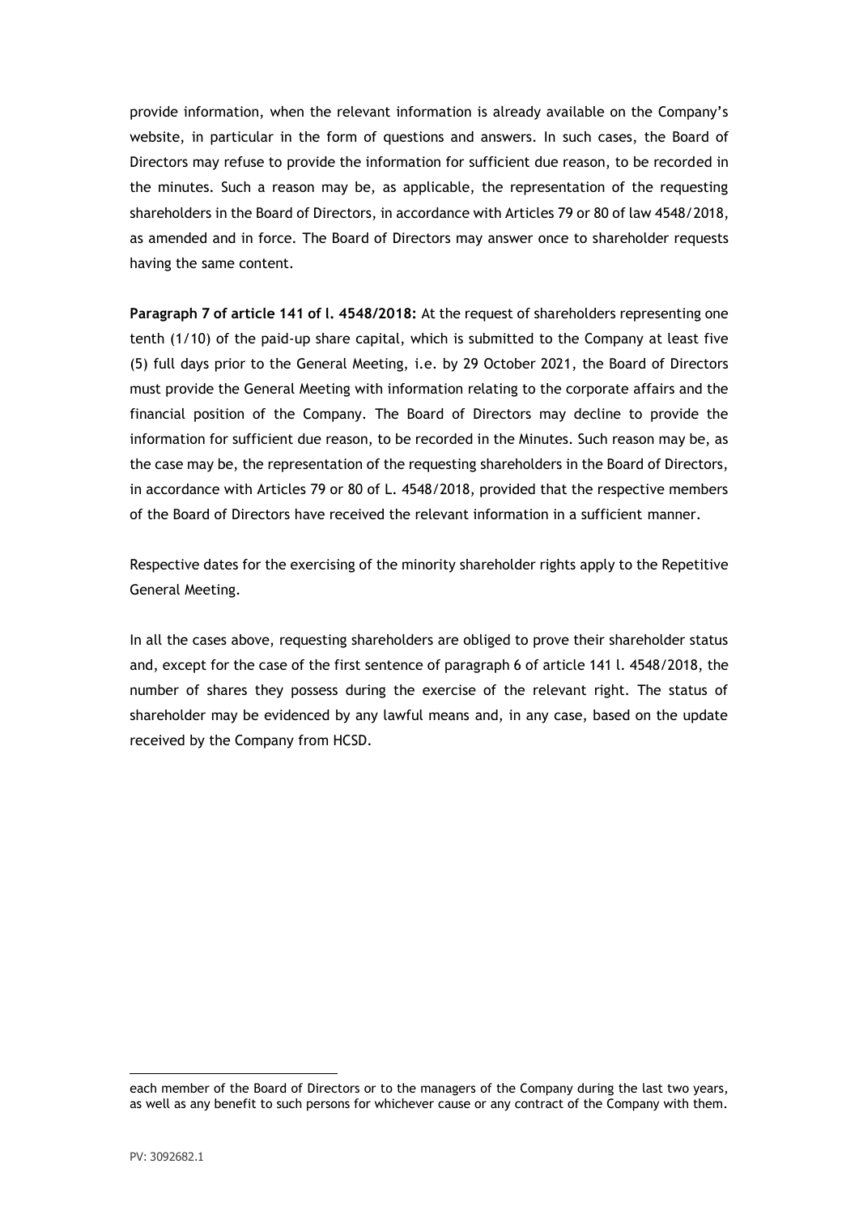provide information, when the relevant information is already available on the Company's website, in particular in the form of questions and answers. In such cases, the Board of Directors may refuse to provide the information for sufficient due reason, to be recorded in the minutes. Such a reason may be, as applicable, the representation of the requesting shareholders in the Board of Directors, in accordance with Articles 79 or 80 of law 4548/2018, as amended and in force. The Board of Directors may answer once to shareholder requests having the same content.

**Paragraph 7 of article 141 of l. 4548/2018:** At the request of shareholders representing one tenth (1/10) of the paid-up share capital, which is submitted to the Company at least five (5) full days prior to the General Meeting, i.e. by 29 October 2021, the Board of Directors must provide the General Meeting with information relating to the corporate affairs and the financial position of the Company. The Board of Directors may decline to provide the information for sufficient due reason, to be recorded in the Minutes. Such reason may be, as the case may be, the representation of the requesting shareholders in the Board of Directors, in accordance with Articles 79 or 80 of L. 4548/2018, provided that the respective members of the Board of Directors have received the relevant information in a sufficient manner.

Respective dates for the exercising of the minority shareholder rights apply to the Repetitive General Meeting.

In all the cases above, requesting shareholders are obliged to prove their shareholder status and, except for the case of the first sentence of paragraph 6 of article 141 l. 4548/2018, the number of shares they possess during the exercise of the relevant right. The status of shareholder may be evidenced by any lawful means and, in any case, based on the update received by the Company from HCSD.

---

each member of the Board of Directors or to the managers of the Company during the last two years, as well as any benefit to such persons for whichever cause or any contract of the Company with them.